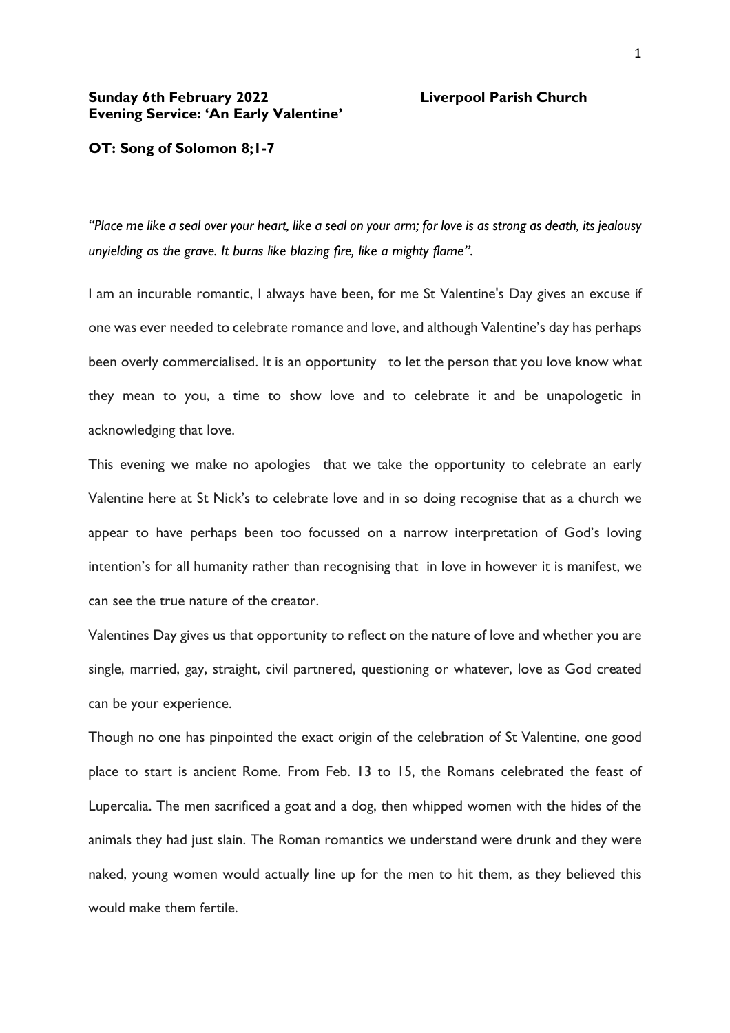**Sunday 6th February 2022** **Liverpool Parish Church**
**Evening Service: 'An Early Valentine'**

**OT: Song of Solomon 8;1-7**

*"Place me like a seal over your heart, like a seal on your arm; for love is as strong as death, its jealousy unyielding as the grave. It burns like blazing fire, like a mighty flame".*

I am an incurable romantic, I always have been, for me St Valentine's Day gives an excuse if one was ever needed to celebrate romance and love, and although Valentine's day has perhaps been overly commercialised. It is an opportunity to let the person that you love know what they mean to you, a time to show love and to celebrate it and be unapologetic in acknowledging that love.

This evening we make no apologies that we take the opportunity to celebrate an early Valentine here at St Nick's to celebrate love and in so doing recognise that as a church we appear to have perhaps been too focussed on a narrow interpretation of God's loving intention's for all humanity rather than recognising that in love in however it is manifest, we can see the true nature of the creator.

Valentines Day gives us that opportunity to reflect on the nature of love and whether you are single, married, gay, straight, civil partnered, questioning or whatever, love as God created can be your experience.

Though no one has pinpointed the exact origin of the celebration of St Valentine, one good place to start is ancient Rome. From Feb. 13 to 15, the Romans celebrated the feast of Lupercalia. The men sacrificed a goat and a dog, then whipped women with the hides of the animals they had just slain. The Roman romantics we understand were drunk and they were naked, young women would actually line up for the men to hit them, as they believed this would make them fertile.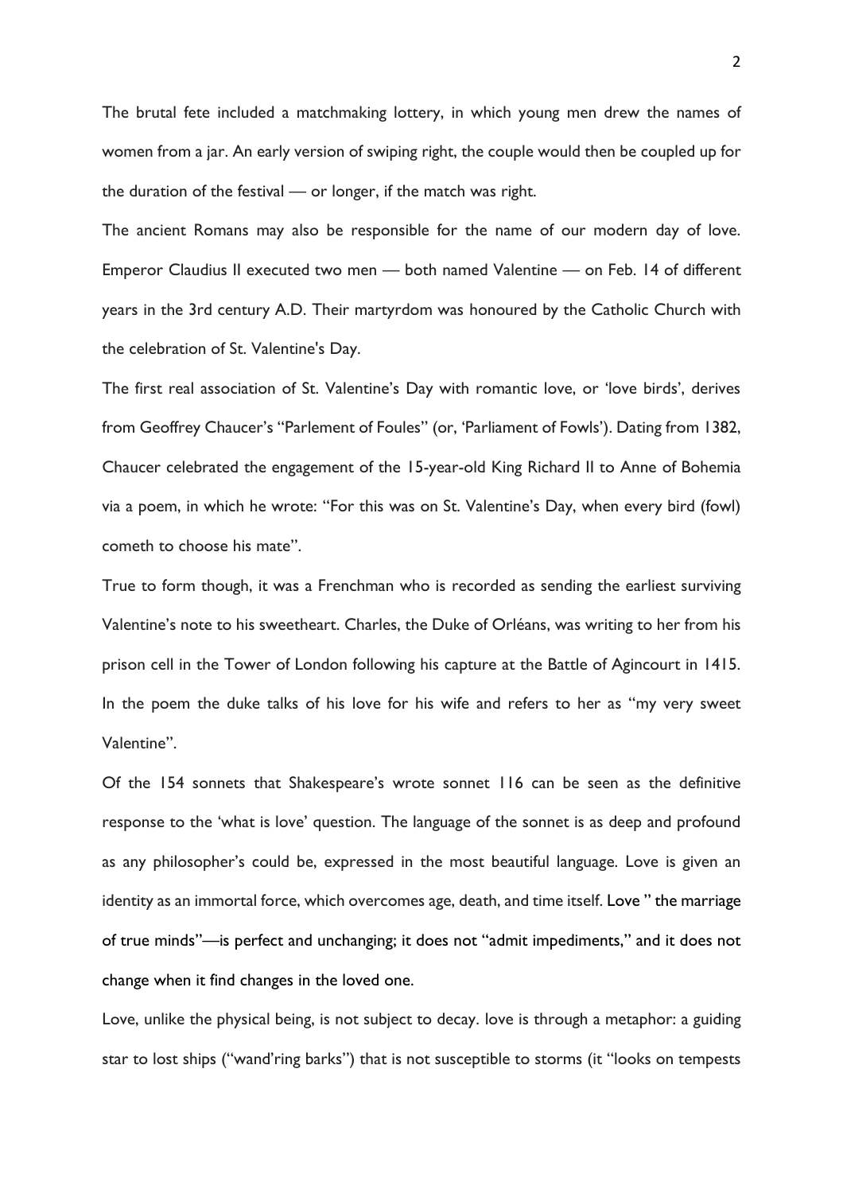The brutal fete included a matchmaking lottery, in which young men drew the names of women from a jar. An early version of swiping right, the couple would then be coupled up for the duration of the festival — or longer, if the match was right.

The ancient Romans may also be responsible for the name of our modern day of love. Emperor Claudius II executed two men — both named Valentine — on Feb. 14 of different years in the 3rd century A.D. Their martyrdom was honoured by the Catholic Church with the celebration of St. Valentine's Day.

The first real association of St. Valentine's Day with romantic love, or 'love birds', derives from Geoffrey Chaucer's "Parlement of Foules" (or, 'Parliament of Fowls'). Dating from 1382, Chaucer celebrated the engagement of the 15-year-old King Richard II to Anne of Bohemia via a poem, in which he wrote: "For this was on St. Valentine's Day, when every bird (fowl) cometh to choose his mate".

True to form though, it was a Frenchman who is recorded as sending the earliest surviving Valentine's note to his sweetheart. Charles, the Duke of Orléans, was writing to her from his prison cell in the Tower of London following his capture at the Battle of Agincourt in 1415. In the poem the duke talks of his love for his wife and refers to her as "my very sweet Valentine".

Of the 154 sonnets that Shakespeare's wrote sonnet 116 can be seen as the definitive response to the 'what is love' question. The language of the sonnet is as deep and profound as any philosopher's could be, expressed in the most beautiful language. Love is given an identity as an immortal force, which overcomes age, death, and time itself. Love " the marriage of true minds"—is perfect and unchanging; it does not "admit impediments," and it does not change when it find changes in the loved one.

Love, unlike the physical being, is not subject to decay. love is through a metaphor: a guiding star to lost ships ("wand'ring barks") that is not susceptible to storms (it "looks on tempests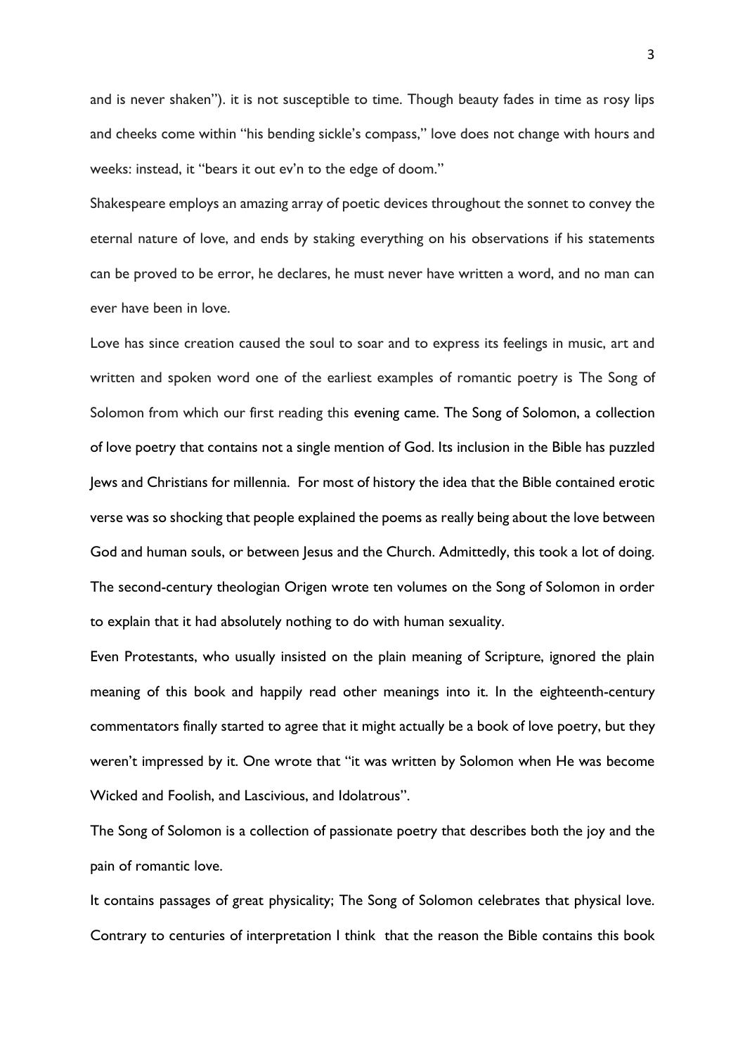and is never shaken"). it is not susceptible to time. Though beauty fades in time as rosy lips and cheeks come within "his bending sickle's compass," love does not change with hours and weeks: instead, it "bears it out ev'n to the edge of doom."

Shakespeare employs an amazing array of poetic devices throughout the sonnet to convey the eternal nature of love, and ends by staking everything on his observations if his statements can be proved to be error, he declares, he must never have written a word, and no man can ever have been in love.

Love has since creation caused the soul to soar and to express its feelings in music, art and written and spoken word one of the earliest examples of romantic poetry is The Song of Solomon from which our first reading this evening came. The Song of Solomon, a collection of love poetry that contains not a single mention of God. Its inclusion in the Bible has puzzled Jews and Christians for millennia. For most of history the idea that the Bible contained erotic verse was so shocking that people explained the poems as really being about the love between God and human souls, or between Jesus and the Church. Admittedly, this took a lot of doing. The second-century theologian Origen wrote ten volumes on the Song of Solomon in order to explain that it had absolutely nothing to do with human sexuality.

Even Protestants, who usually insisted on the plain meaning of Scripture, ignored the plain meaning of this book and happily read other meanings into it. In the eighteenth-century commentators finally started to agree that it might actually be a book of love poetry, but they weren't impressed by it. One wrote that "it was written by Solomon when He was become Wicked and Foolish, and Lascivious, and Idolatrous".

The Song of Solomon is a collection of passionate poetry that describes both the joy and the pain of romantic love.

It contains passages of great physicality; The Song of Solomon celebrates that physical love. Contrary to centuries of interpretation I think that the reason the Bible contains this book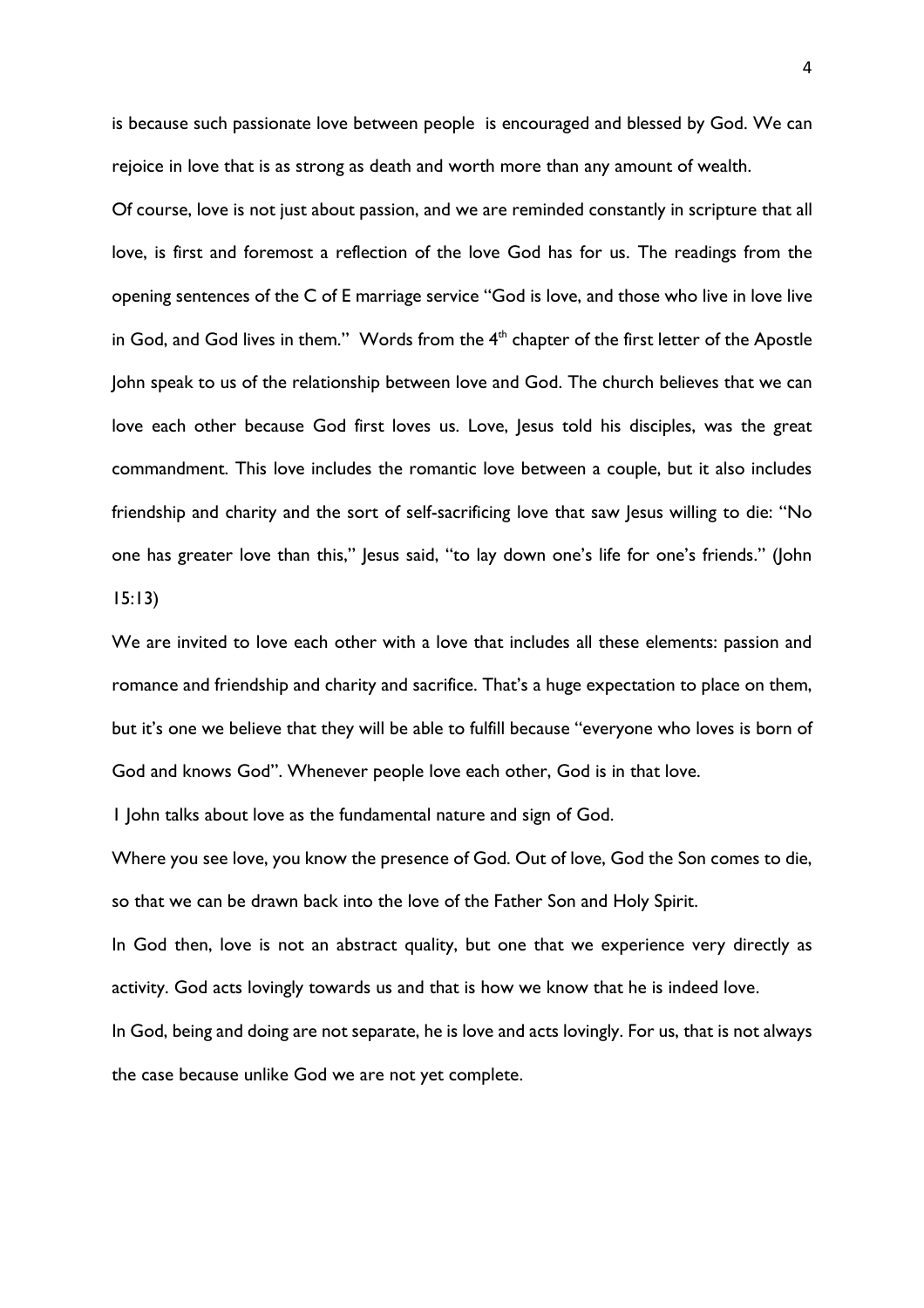is because such passionate love between people is encouraged and blessed by God. We can rejoice in love that is as strong as death and worth more than any amount of wealth.

Of course, love is not just about passion, and we are reminded constantly in scripture that all love, is first and foremost a reflection of the love God has for us. The readings from the opening sentences of the C of E marriage service "God is love, and those who live in love live in God, and God lives in them." Words from the 4th chapter of the first letter of the Apostle John speak to us of the relationship between love and God. The church believes that we can love each other because God first loves us. Love, Jesus told his disciples, was the great commandment. This love includes the romantic love between a couple, but it also includes friendship and charity and the sort of self-sacrificing love that saw Jesus willing to die: "No one has greater love than this," Jesus said, "to lay down one's life for one's friends." (John 15:13)

We are invited to love each other with a love that includes all these elements: passion and romance and friendship and charity and sacrifice. That's a huge expectation to place on them, but it's one we believe that they will be able to fulfill because "everyone who loves is born of God and knows God". Whenever people love each other, God is in that love.

1 John talks about love as the fundamental nature and sign of God.

Where you see love, you know the presence of God. Out of love, God the Son comes to die, so that we can be drawn back into the love of the Father Son and Holy Spirit.

In God then, love is not an abstract quality, but one that we experience very directly as activity. God acts lovingly towards us and that is how we know that he is indeed love.

In God, being and doing are not separate, he is love and acts lovingly. For us, that is not always the case because unlike God we are not yet complete.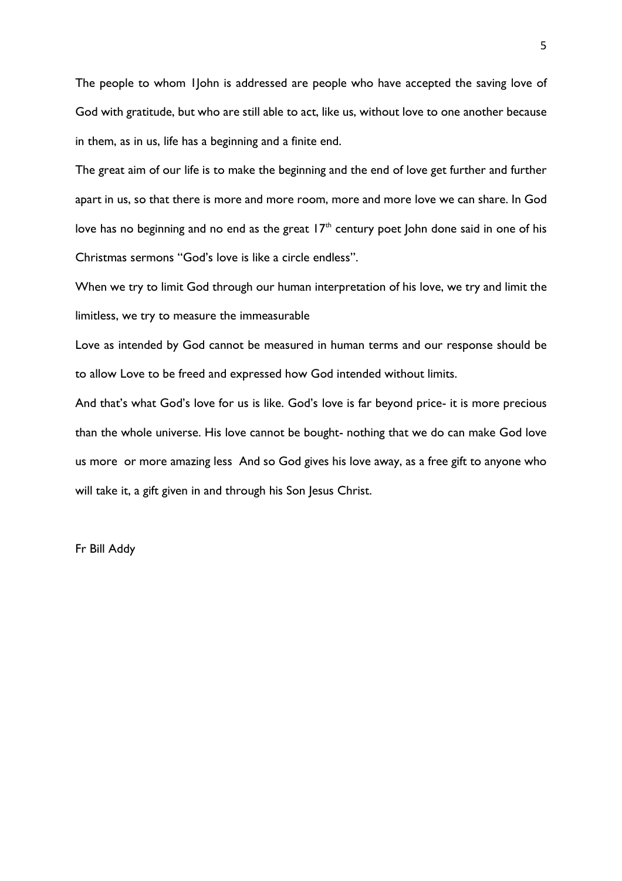The people to whom 1John is addressed are people who have accepted the saving love of God with gratitude, but who are still able to act, like us, without love to one another because in them, as in us, life has a beginning and a finite end.

The great aim of our life is to make the beginning and the end of love get further and further apart in us, so that there is more and more room, more and more love we can share. In God love has no beginning and no end as the great 17th century poet John done said in one of his Christmas sermons "God's love is like a circle endless".

When we try to limit God through our human interpretation of his love, we try and limit the limitless, we try to measure the immeasurable

Love as intended by God cannot be measured in human terms and our response should be to allow Love to be freed and expressed how God intended without limits.

And that's what God's love for us is like. God's love is far beyond price- it is more precious than the whole universe. His love cannot be bought- nothing that we do can make God love us more or more amazing less And so God gives his love away, as a free gift to anyone who will take it, a gift given in and through his Son Jesus Christ.

Fr Bill Addy